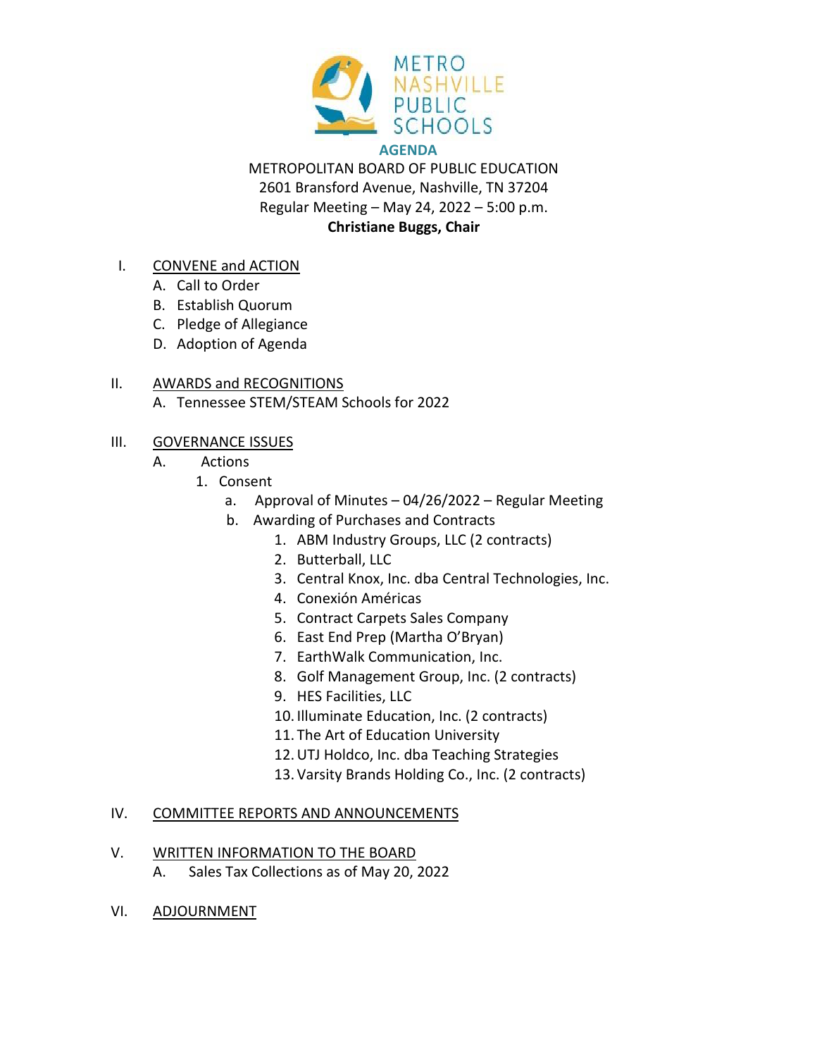METRO NASHVILLE PUBLIC SCHOOLS

# AGENDA

METROPOLITAN BOARD OF PUBLIC EDUCATION
2601 Bransford Avenue, Nashville, TN 37204
Regular Meeting – May 24, 2022 – 5:00 p.m.
**Christiane Buggs, Chair**

I. CONVENE and ACTION
   A. Call to Order
   B. Establish Quorum
   C. Pledge of Allegiance
   D. Adoption of Agenda

II. AWARDS and RECOGNITIONS
   A. Tennessee STEM/STEAM Schools for 2022

III. GOVERNANCE ISSUES
   A. Actions
      1. Consent
         a. Approval of Minutes – 04/26/2022 – Regular Meeting
         b. Awarding of Purchases and Contracts
            1. ABM Industry Groups, LLC (2 contracts)
            2. Butterball, LLC
            3. Central Knox, Inc. dba Central Technologies, Inc.
            4. Conexión Américas
            5. Contract Carpets Sales Company
            6. East End Prep (Martha O'Bryan)
            7. EarthWalk Communication, Inc.
            8. Golf Management Group, Inc. (2 contracts)
            9. HES Facilities, LLC
            10. Illuminate Education, Inc. (2 contracts)
            11. The Art of Education University
            12. UTJ Holdco, Inc. dba Teaching Strategies
            13. Varsity Brands Holding Co., Inc. (2 contracts)

IV. COMMITTEE REPORTS AND ANNOUNCEMENTS

V. WRITTEN INFORMATION TO THE BOARD
   A. Sales Tax Collections as of May 20, 2022

VI. ADJOURNMENT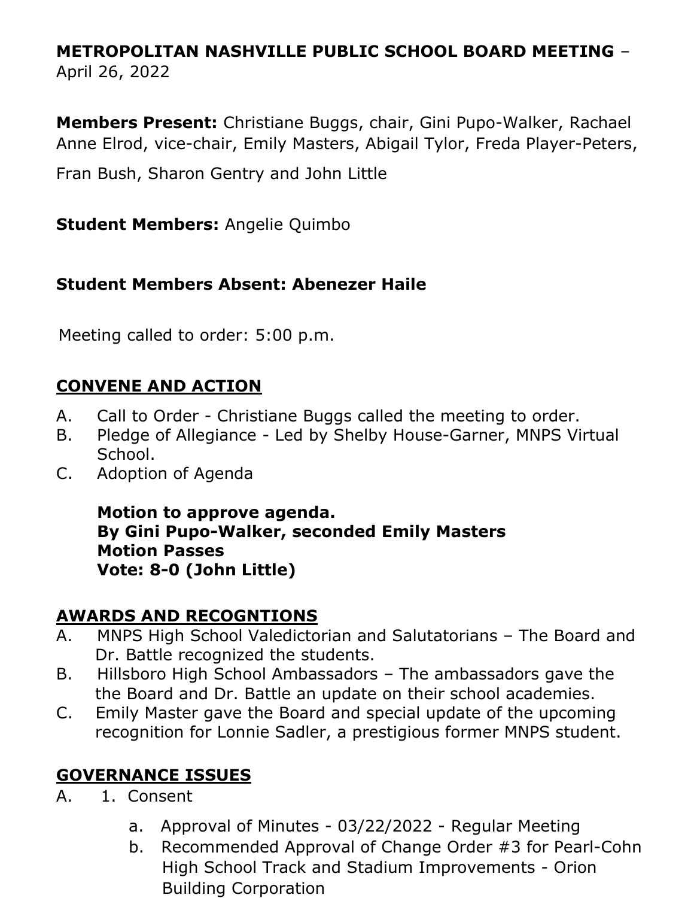**METROPOLITAN NASHVILLE PUBLIC SCHOOL BOARD MEETING** – April 26, 2022

**Members Present:** Christiane Buggs, chair, Gini Pupo-Walker, Rachael Anne Elrod, vice-chair, Emily Masters, Abigail Tylor, Freda Player-Peters, Fran Bush, Sharon Gentry and John Little

**Student Members:** Angelie Quimbo

**Student Members Absent: Abenezer Haile**

Meeting called to order: 5:00 p.m.

## CONVENE AND ACTION

A. Call to Order - Christiane Buggs called the meeting to order.
B. Pledge of Allegiance - Led by Shelby House-Garner, MNPS Virtual School.
C. Adoption of Agenda

**Motion to approve agenda.**
**By Gini Pupo-Walker, seconded Emily Masters**
**Motion Passes**
**Vote: 8-0 (John Little)**

## AWARDS AND RECOGNTIONS

A. MNPS High School Valedictorian and Salutatorians – The Board and Dr. Battle recognized the students.
B. Hillsboro High School Ambassadors – The ambassadors gave the the Board and Dr. Battle an update on their school academies.
C. Emily Master gave the Board and special update of the upcoming recognition for Lonnie Sadler, a prestigious former MNPS student.

## GOVERNANCE ISSUES

A. 1. Consent

   a. Approval of Minutes - 03/22/2022 - Regular Meeting
   b. Recommended Approval of Change Order #3 for Pearl-Cohn High School Track and Stadium Improvements - Orion Building Corporation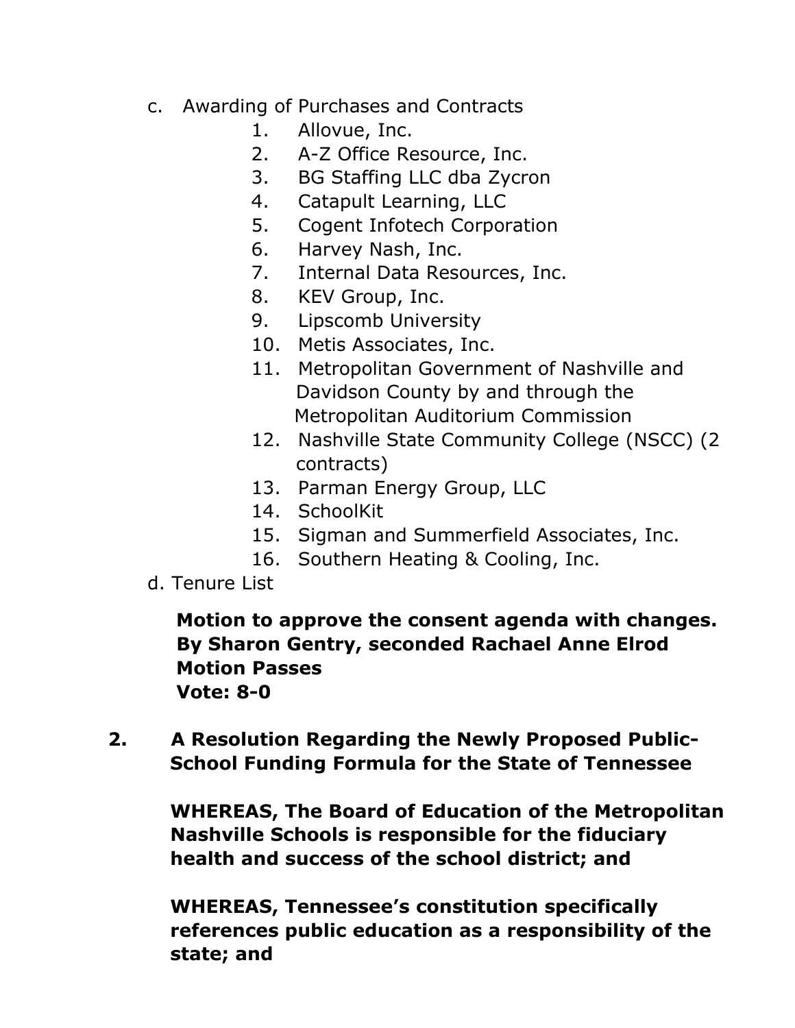c. Awarding of Purchases and Contracts
   1. Allovue, Inc.
   2. A-Z Office Resource, Inc.
   3. BG Staffing LLC dba Zycron
   4. Catapult Learning, LLC
   5. Cogent Infotech Corporation
   6. Harvey Nash, Inc.
   7. Internal Data Resources, Inc.
   8. KEV Group, Inc.
   9. Lipscomb University
   10. Metis Associates, Inc.
   11. Metropolitan Government of Nashville and Davidson County by and through the Metropolitan Auditorium Commission
   12. Nashville State Community College (NSCC) (2 contracts)
   13. Parman Energy Group, LLC
   14. SchoolKit
   15. Sigman and Summerfield Associates, Inc.
   16. Southern Heating & Cooling, Inc.

d. Tenure List

**Motion to approve the consent agenda with changes.**
**By Sharon Gentry, seconded Rachael Anne Elrod**
**Motion Passes**
**Vote: 8-0**

**2. A Resolution Regarding the Newly Proposed Public-School Funding Formula for the State of Tennessee**

**WHEREAS, The Board of Education of the Metropolitan Nashville Schools is responsible for the fiduciary health and success of the school district; and**

**WHEREAS, Tennessee's constitution specifically references public education as a responsibility of the state; and**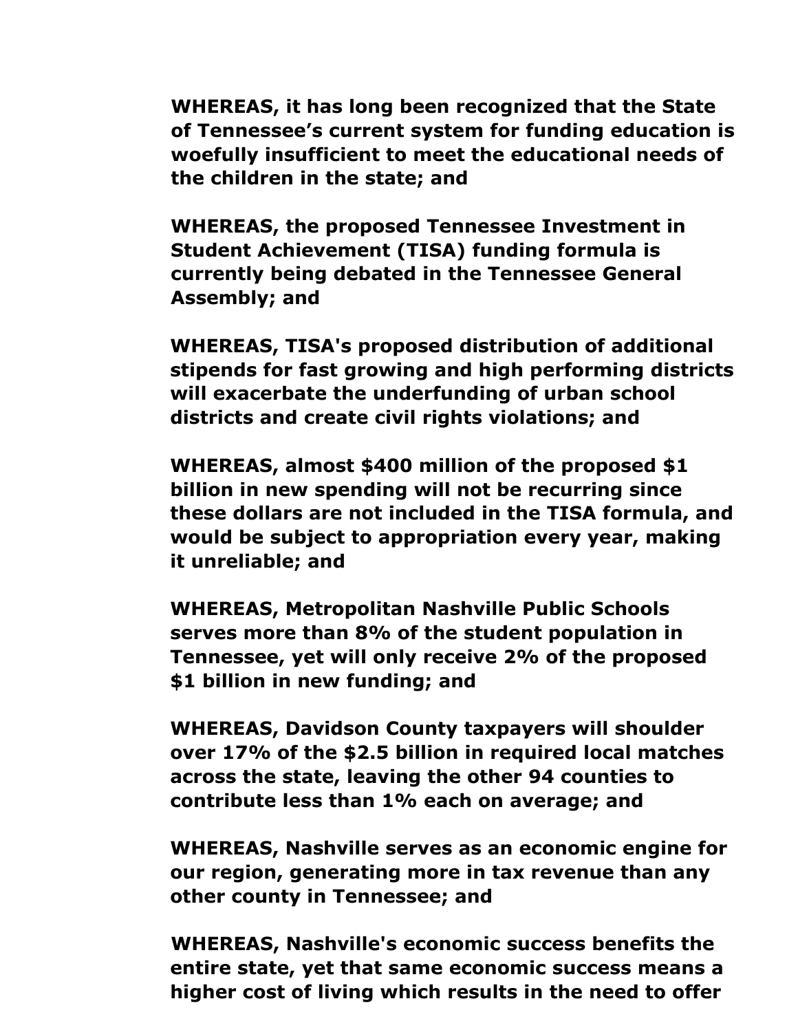**WHEREAS, it has long been recognized that the State of Tennessee's current system for funding education is woefully insufficient to meet the educational needs of the children in the state; and**

**WHEREAS, the proposed Tennessee Investment in Student Achievement (TISA) funding formula is currently being debated in the Tennessee General Assembly; and**

**WHEREAS, TISA's proposed distribution of additional stipends for fast growing and high performing districts will exacerbate the underfunding of urban school districts and create civil rights violations; and**

**WHEREAS, almost $400 million of the proposed $1 billion in new spending will not be recurring since these dollars are not included in the TISA formula, and would be subject to appropriation every year, making it unreliable; and**

**WHEREAS, Metropolitan Nashville Public Schools serves more than 8% of the student population in Tennessee, yet will only receive 2% of the proposed $1 billion in new funding; and**

**WHEREAS, Davidson County taxpayers will shoulder over 17% of the $2.5 billion in required local matches across the state, leaving the other 94 counties to contribute less than 1% each on average; and**

**WHEREAS, Nashville serves as an economic engine for our region, generating more in tax revenue than any other county in Tennessee; and**

**WHEREAS, Nashville's economic success benefits the entire state, yet that same economic success means a higher cost of living which results in the need to offer**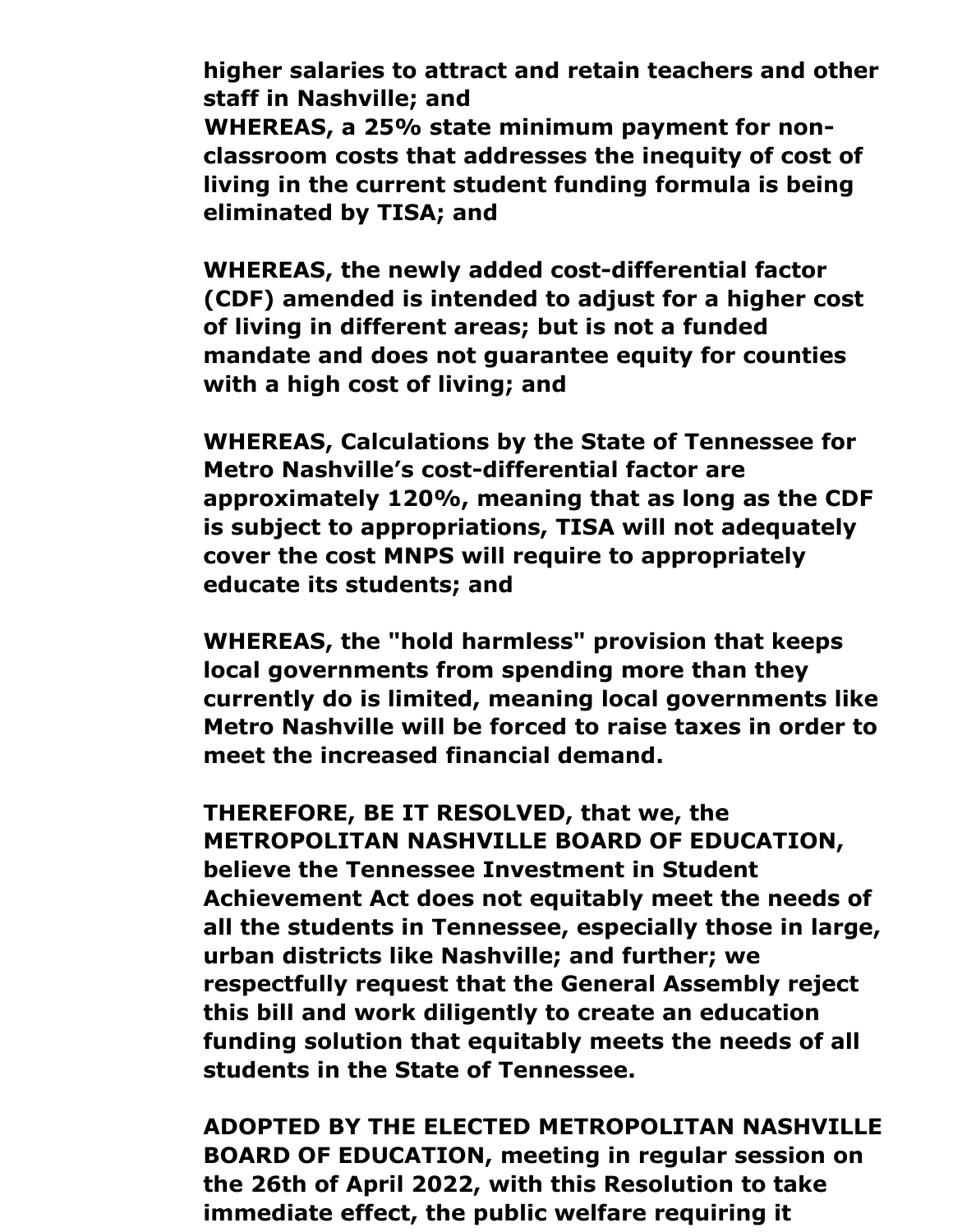**higher salaries to attract and retain teachers and other staff in Nashville; and**
**WHEREAS, a 25% state minimum payment for non-classroom costs that addresses the inequity of cost of living in the current student funding formula is being eliminated by TISA; and**

**WHEREAS, the newly added cost-differential factor (CDF) amended is intended to adjust for a higher cost of living in different areas; but is not a funded mandate and does not guarantee equity for counties with a high cost of living; and**

**WHEREAS, Calculations by the State of Tennessee for Metro Nashville's cost-differential factor are approximately 120%, meaning that as long as the CDF is subject to appropriations, TISA will not adequately cover the cost MNPS will require to appropriately educate its students; and**

**WHEREAS, the "hold harmless" provision that keeps local governments from spending more than they currently do is limited, meaning local governments like Metro Nashville will be forced to raise taxes in order to meet the increased financial demand.**

**THEREFORE, BE IT RESOLVED, that we, the METROPOLITAN NASHVILLE BOARD OF EDUCATION, believe the Tennessee Investment in Student Achievement Act does not equitably meet the needs of all the students in Tennessee, especially those in large, urban districts like Nashville; and further; we respectfully request that the General Assembly reject this bill and work diligently to create an education funding solution that equitably meets the needs of all students in the State of Tennessee.**

**ADOPTED BY THE ELECTED METROPOLITAN NASHVILLE BOARD OF EDUCATION, meeting in regular session on the 26th of April 2022, with this Resolution to take immediate effect, the public welfare requiring it**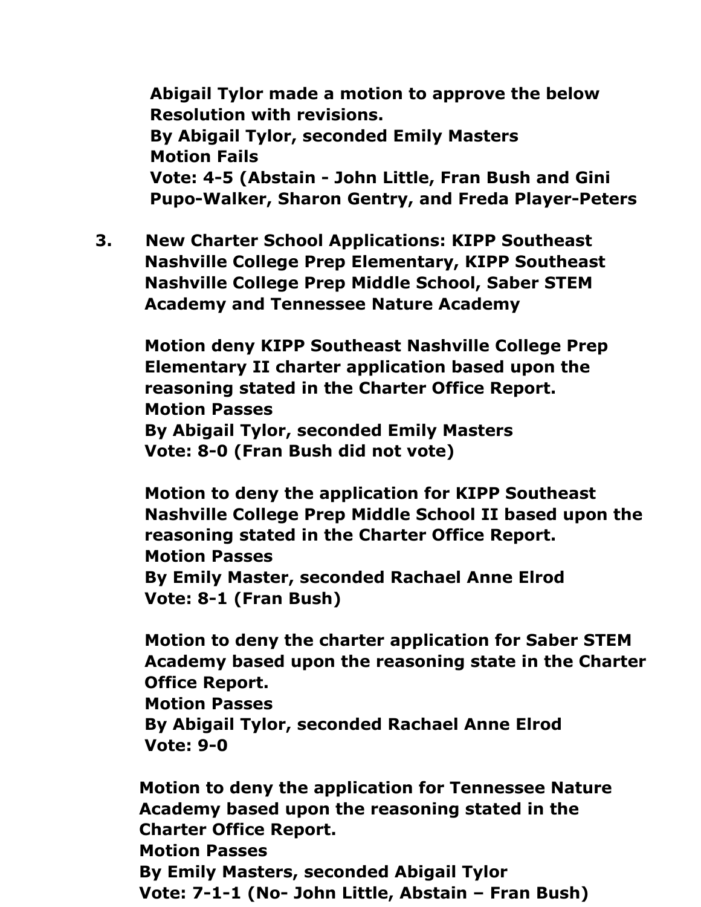**Abigail Tylor made a motion to approve the below Resolution with revisions.**
**By Abigail Tylor, seconded Emily Masters**
**Motion Fails**
**Vote: 4-5 (Abstain - John Little, Fran Bush and Gini Pupo-Walker, Sharon Gentry, and Freda Player-Peters**

**3. New Charter School Applications: KIPP Southeast Nashville College Prep Elementary, KIPP Southeast Nashville College Prep Middle School, Saber STEM Academy and Tennessee Nature Academy**

**Motion deny KIPP Southeast Nashville College Prep Elementary II charter application based upon the reasoning stated in the Charter Office Report.**
**Motion Passes**
**By Abigail Tylor, seconded Emily Masters**
**Vote: 8-0 (Fran Bush did not vote)**

**Motion to deny the application for KIPP Southeast Nashville College Prep Middle School II based upon the reasoning stated in the Charter Office Report.**
**Motion Passes**
**By Emily Master, seconded Rachael Anne Elrod**
**Vote: 8-1 (Fran Bush)**

**Motion to deny the charter application for Saber STEM Academy based upon the reasoning state in the Charter Office Report.**
**Motion Passes**
**By Abigail Tylor, seconded Rachael Anne Elrod**
**Vote: 9-0**

**Motion to deny the application for Tennessee Nature Academy based upon the reasoning stated in the Charter Office Report.**
**Motion Passes**
**By Emily Masters, seconded Abigail Tylor**
**Vote: 7-1-1 (No- John Little, Abstain – Fran Bush)**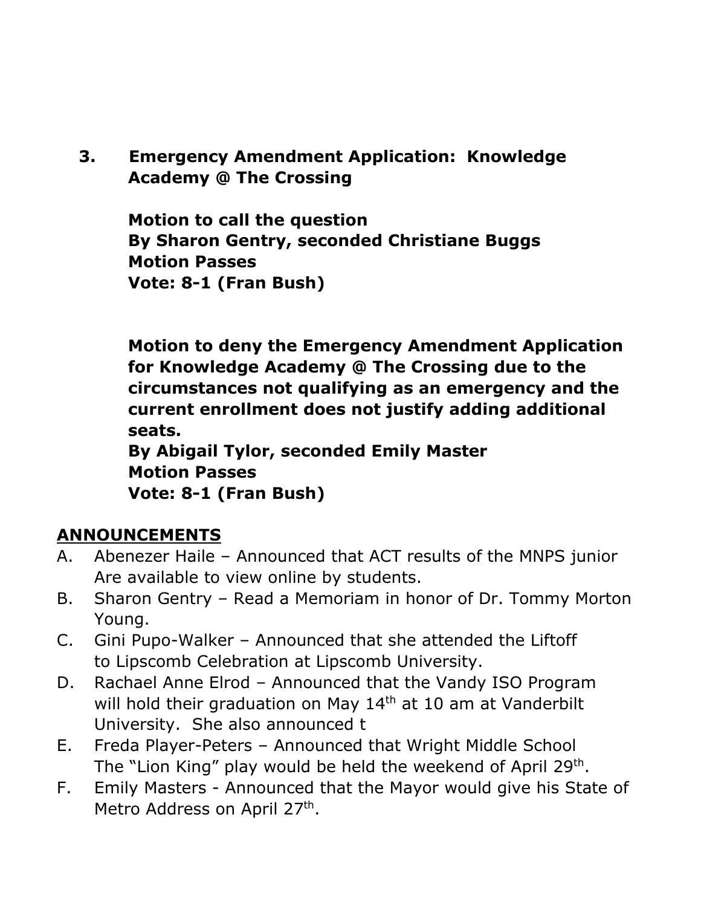**3. Emergency Amendment Application: Knowledge Academy @ The Crossing**

**Motion to call the question**
**By Sharon Gentry, seconded Christiane Buggs**
**Motion Passes**
**Vote: 8-1 (Fran Bush)**

**Motion to deny the Emergency Amendment Application for Knowledge Academy @ The Crossing due to the circumstances not qualifying as an emergency and the current enrollment does not justify adding additional seats.**
**By Abigail Tylor, seconded Emily Master**
**Motion Passes**
**Vote: 8-1 (Fran Bush)**

## ANNOUNCEMENTS

A. Abenezer Haile – Announced that ACT results of the MNPS junior Are available to view online by students.
B. Sharon Gentry – Read a Memoriam in honor of Dr. Tommy Morton Young.
C. Gini Pupo-Walker – Announced that she attended the Liftoff to Lipscomb Celebration at Lipscomb University.
D. Rachael Anne Elrod – Announced that the Vandy ISO Program will hold their graduation on May 14th at 10 am at Vanderbilt University. She also announced t
E. Freda Player-Peters – Announced that Wright Middle School The "Lion King" play would be held the weekend of April 29th.
F. Emily Masters - Announced that the Mayor would give his State of Metro Address on April 27th.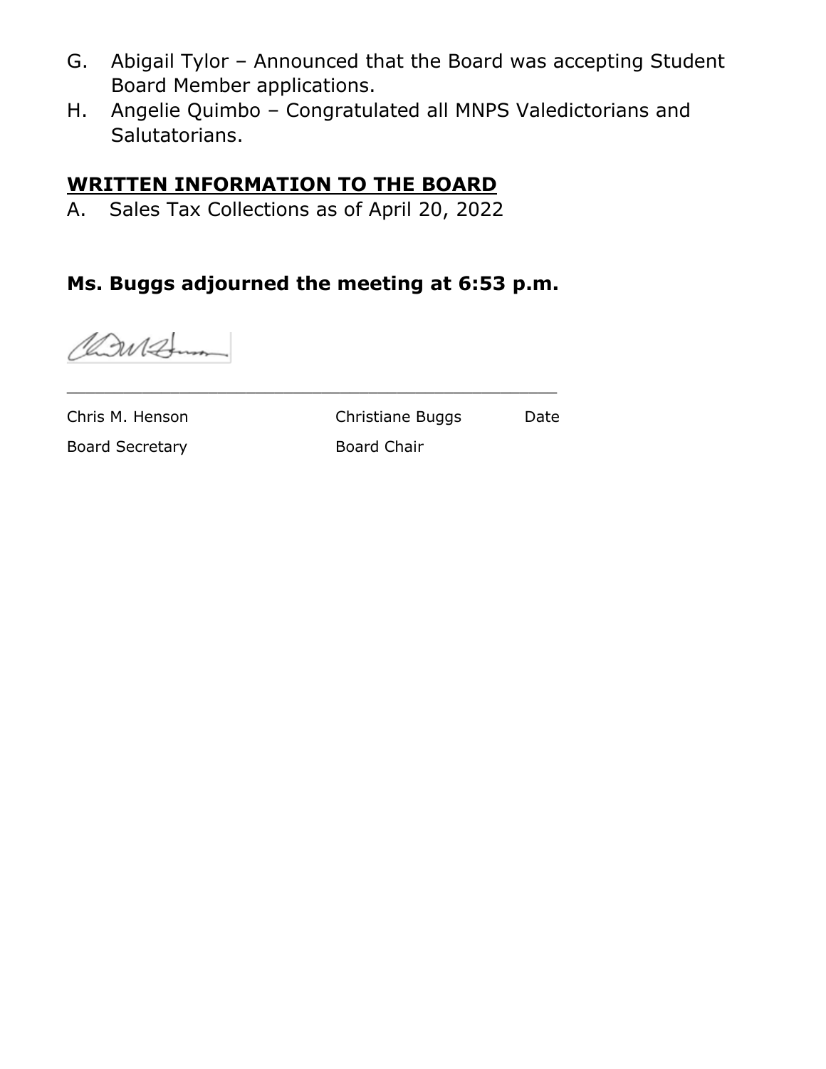G. Abigail Tylor – Announced that the Board was accepting Student Board Member applications.

H. Angelie Quimbo – Congratulated all MNPS Valedictorians and Salutatorians.

## WRITTEN INFORMATION TO THE BOARD

A. Sales Tax Collections as of April 20, 2022

**Ms. Buggs adjourned the meeting at 6:53 p.m.**

\_\_\_\_\_\_\_\_\_\_\_\_\_\_\_\_\_\_\_\_\_\_\_\_\_\_\_\_\_\_\_\_\_\_\_\_\_\_\_\_\_\_\_\_\_\_\_\_

| Chris M. Henson | Christiane Buggs | Date |
|---|---|---|
| Board Secretary | Board Chair | |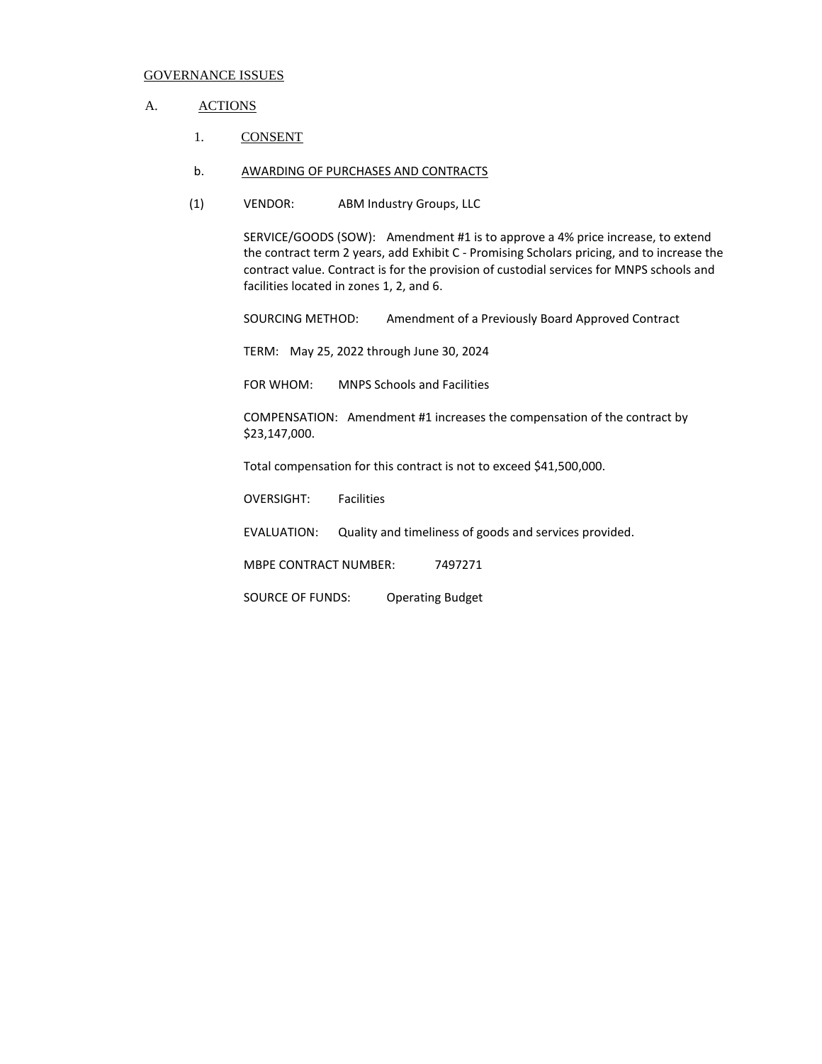GOVERNANCE ISSUES

A. ACTIONS

1. CONSENT

b. AWARDING OF PURCHASES AND CONTRACTS

(1) VENDOR: ABM Industry Groups, LLC

SERVICE/GOODS (SOW): Amendment #1 is to approve a 4% price increase, to extend the contract term 2 years, add Exhibit C - Promising Scholars pricing, and to increase the contract value. Contract is for the provision of custodial services for MNPS schools and facilities located in zones 1, 2, and 6.

SOURCING METHOD: Amendment of a Previously Board Approved Contract

TERM: May 25, 2022 through June 30, 2024

FOR WHOM: MNPS Schools and Facilities

COMPENSATION: Amendment #1 increases the compensation of the contract by $23,147,000.

Total compensation for this contract is not to exceed $41,500,000.

OVERSIGHT: Facilities

EVALUATION: Quality and timeliness of goods and services provided.

MBPE CONTRACT NUMBER: 7497271

SOURCE OF FUNDS: Operating Budget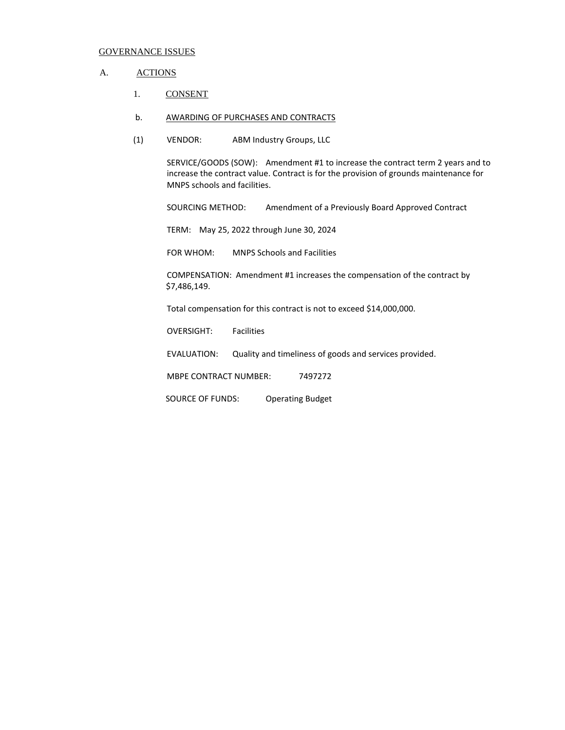GOVERNANCE ISSUES

A. ACTIONS

1. CONSENT

b. AWARDING OF PURCHASES AND CONTRACTS

(1) VENDOR: ABM Industry Groups, LLC

SERVICE/GOODS (SOW): Amendment #1 to increase the contract term 2 years and to increase the contract value. Contract is for the provision of grounds maintenance for MNPS schools and facilities.

SOURCING METHOD: Amendment of a Previously Board Approved Contract

TERM: May 25, 2022 through June 30, 2024

FOR WHOM: MNPS Schools and Facilities

COMPENSATION: Amendment #1 increases the compensation of the contract by $7,486,149.

Total compensation for this contract is not to exceed $14,000,000.

OVERSIGHT: Facilities

EVALUATION: Quality and timeliness of goods and services provided.

MBPE CONTRACT NUMBER: 7497272

SOURCE OF FUNDS: Operating Budget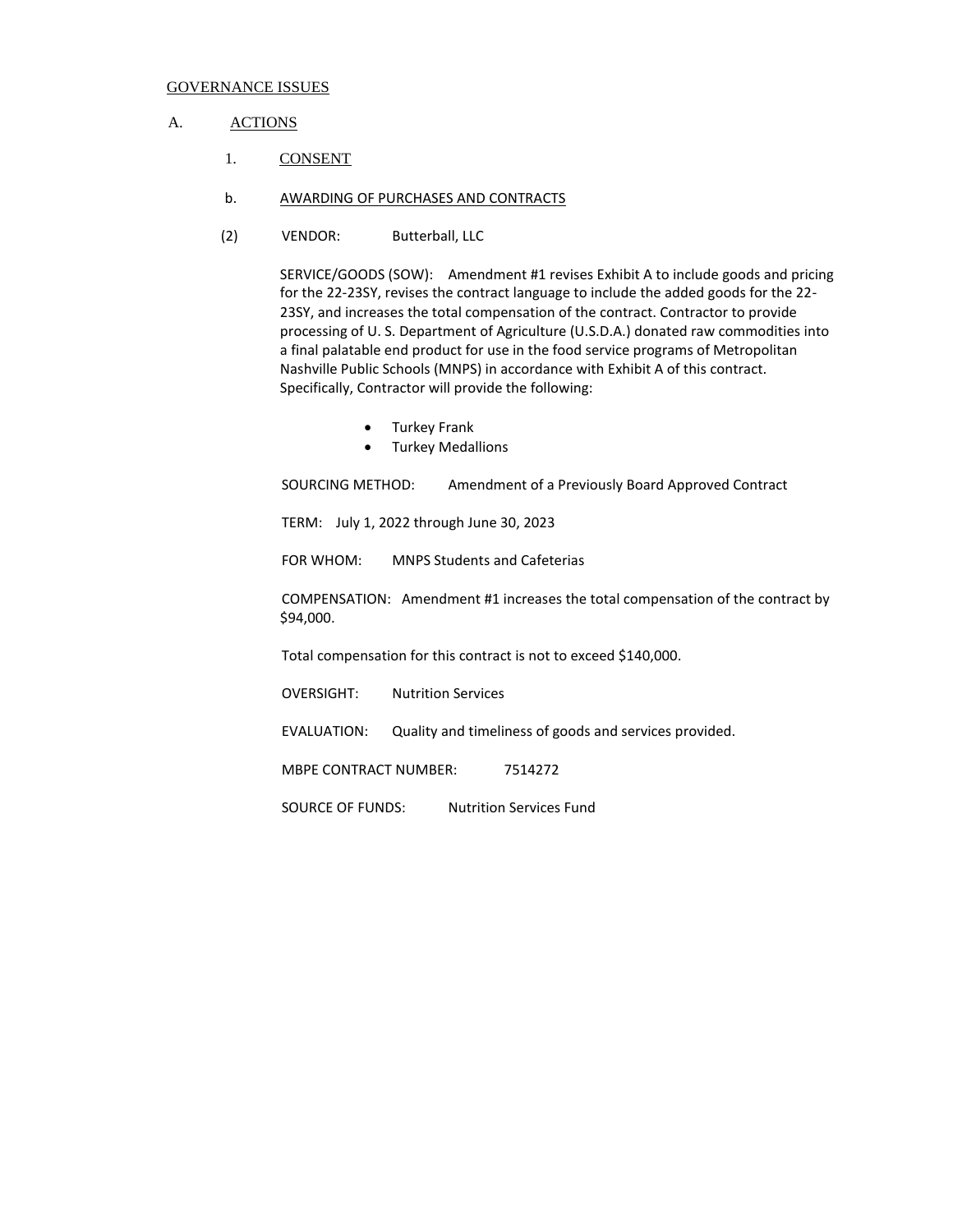GOVERNANCE ISSUES

A. ACTIONS

1. CONSENT

b. AWARDING OF PURCHASES AND CONTRACTS

(2) VENDOR: Butterball, LLC

SERVICE/GOODS (SOW): Amendment #1 revises Exhibit A to include goods and pricing for the 22-23SY, revises the contract language to include the added goods for the 22-23SY, and increases the total compensation of the contract. Contractor to provide processing of U. S. Department of Agriculture (U.S.D.A.) donated raw commodities into a final palatable end product for use in the food service programs of Metropolitan Nashville Public Schools (MNPS) in accordance with Exhibit A of this contract. Specifically, Contractor will provide the following:

- Turkey Frank
- Turkey Medallions

SOURCING METHOD: Amendment of a Previously Board Approved Contract

TERM: July 1, 2022 through June 30, 2023

FOR WHOM: MNPS Students and Cafeterias

COMPENSATION: Amendment #1 increases the total compensation of the contract by $94,000.

Total compensation for this contract is not to exceed $140,000.

OVERSIGHT: Nutrition Services

EVALUATION: Quality and timeliness of goods and services provided.

MBPE CONTRACT NUMBER: 7514272

SOURCE OF FUNDS: Nutrition Services Fund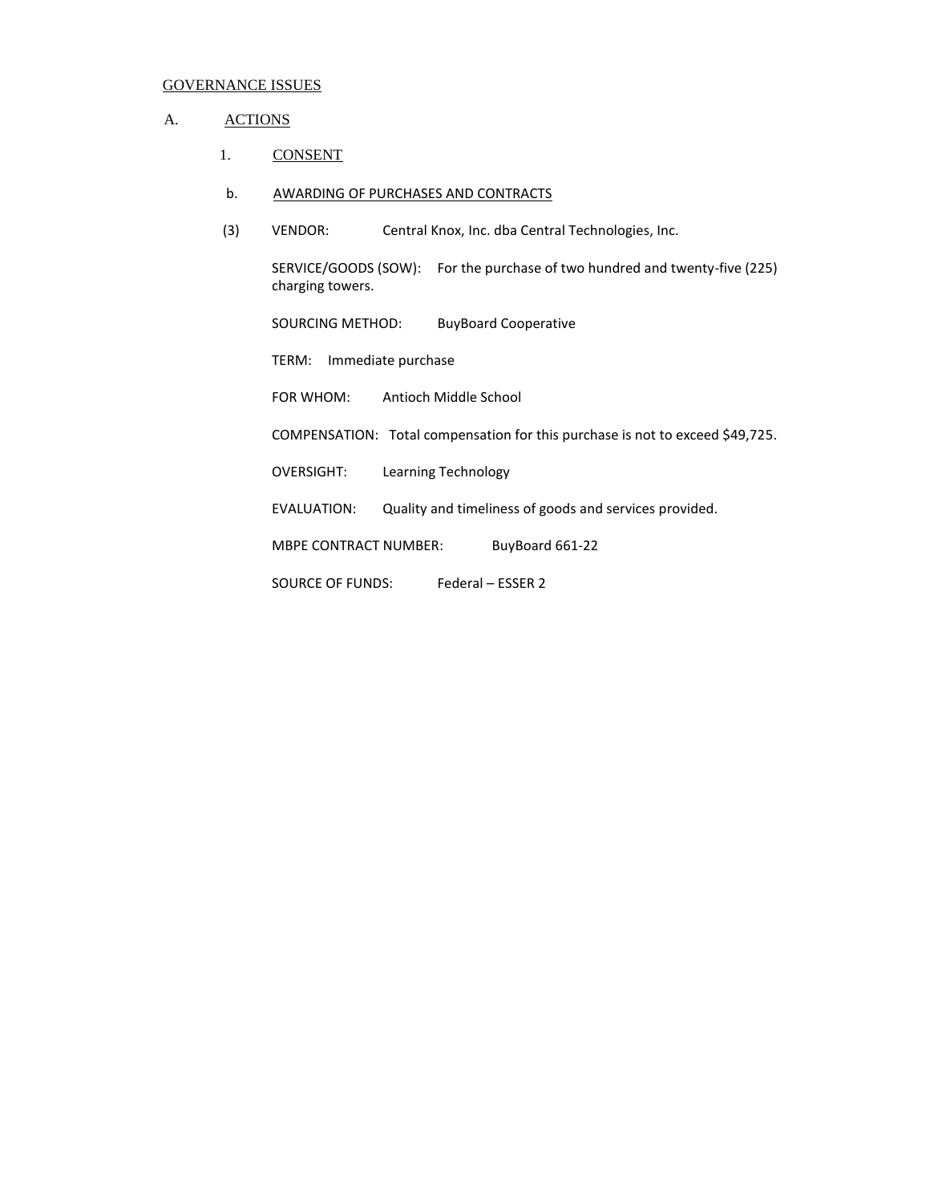GOVERNANCE ISSUES

A. ACTIONS

1. CONSENT

b. AWARDING OF PURCHASES AND CONTRACTS

(3) VENDOR: Central Knox, Inc. dba Central Technologies, Inc.

SERVICE/GOODS (SOW): For the purchase of two hundred and twenty-five (225) charging towers.

SOURCING METHOD: BuyBoard Cooperative

TERM: Immediate purchase

FOR WHOM: Antioch Middle School

COMPENSATION: Total compensation for this purchase is not to exceed $49,725.

OVERSIGHT: Learning Technology

EVALUATION: Quality and timeliness of goods and services provided.

MBPE CONTRACT NUMBER: BuyBoard 661-22

SOURCE OF FUNDS: Federal – ESSER 2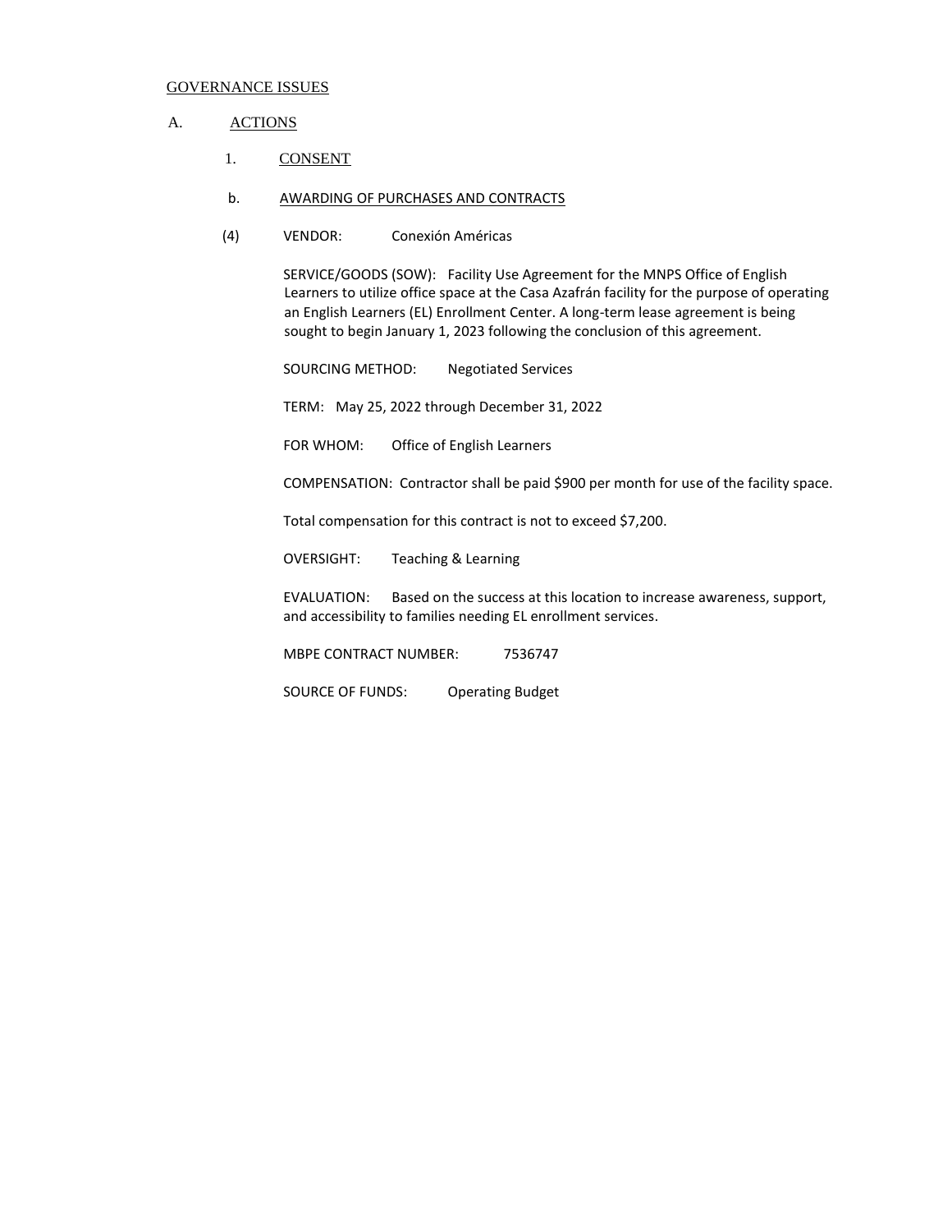GOVERNANCE ISSUES

A. ACTIONS

1. CONSENT

b. AWARDING OF PURCHASES AND CONTRACTS

(4) VENDOR: Conexión Américas

SERVICE/GOODS (SOW): Facility Use Agreement for the MNPS Office of English Learners to utilize office space at the Casa Azafrán facility for the purpose of operating an English Learners (EL) Enrollment Center. A long-term lease agreement is being sought to begin January 1, 2023 following the conclusion of this agreement.

SOURCING METHOD: Negotiated Services

TERM: May 25, 2022 through December 31, 2022

FOR WHOM: Office of English Learners

COMPENSATION: Contractor shall be paid $900 per month for use of the facility space.

Total compensation for this contract is not to exceed $7,200.

OVERSIGHT: Teaching & Learning

EVALUATION: Based on the success at this location to increase awareness, support, and accessibility to families needing EL enrollment services.

MBPE CONTRACT NUMBER: 7536747

SOURCE OF FUNDS: Operating Budget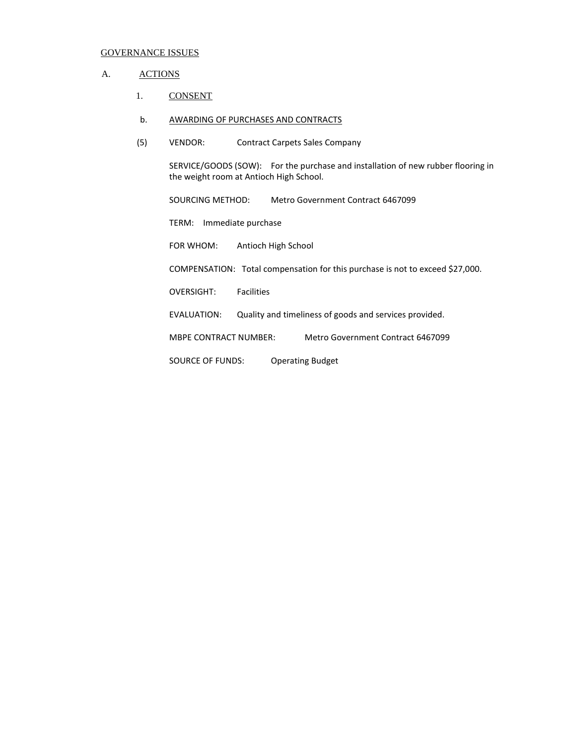GOVERNANCE ISSUES

A. ACTIONS

1. CONSENT

b. AWARDING OF PURCHASES AND CONTRACTS

(5) VENDOR: Contract Carpets Sales Company

SERVICE/GOODS (SOW): For the purchase and installation of new rubber flooring in the weight room at Antioch High School.

SOURCING METHOD: Metro Government Contract 6467099

TERM: Immediate purchase

FOR WHOM: Antioch High School

COMPENSATION: Total compensation for this purchase is not to exceed $27,000.

OVERSIGHT: Facilities

EVALUATION: Quality and timeliness of goods and services provided.

MBPE CONTRACT NUMBER: Metro Government Contract 6467099

SOURCE OF FUNDS: Operating Budget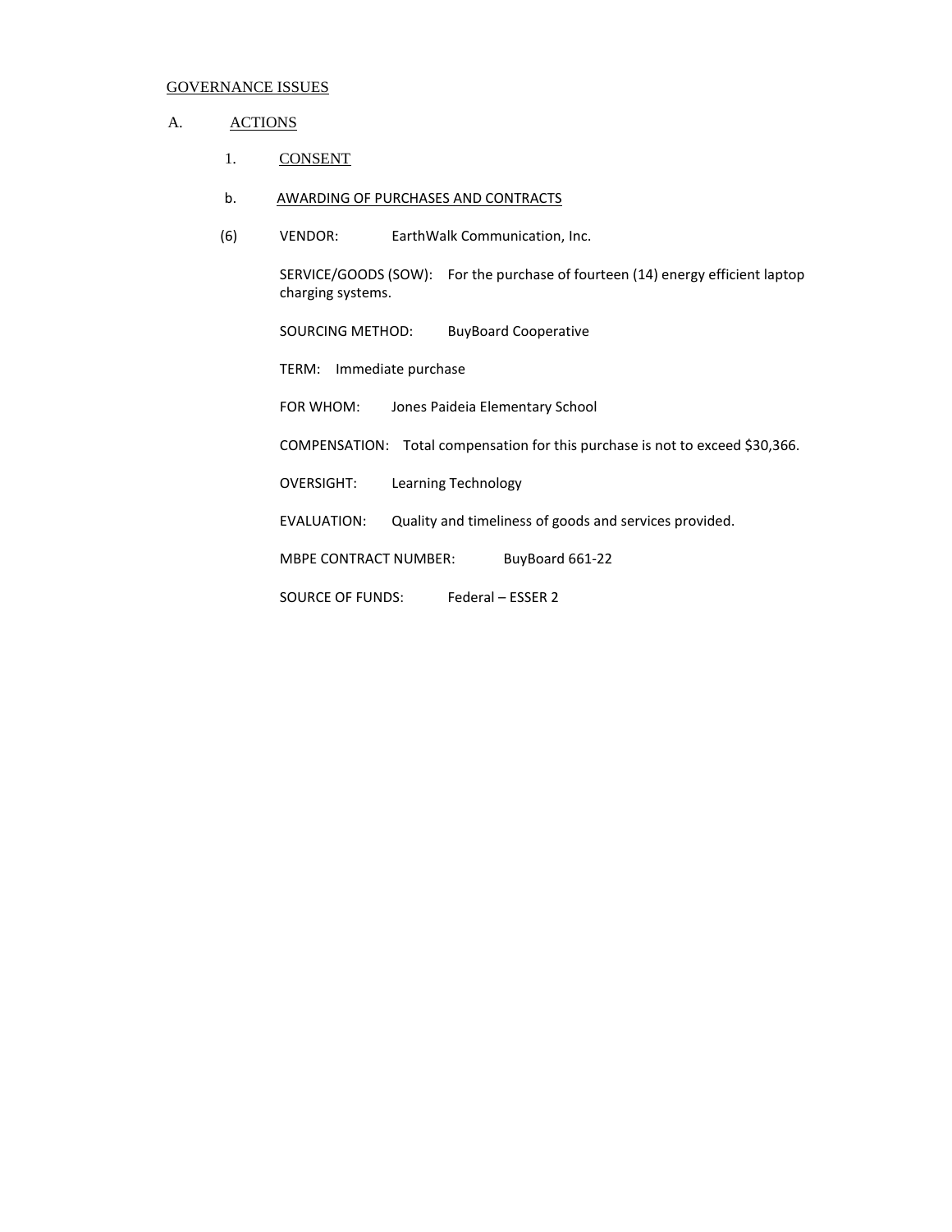GOVERNANCE ISSUES

A. ACTIONS

1. CONSENT

b. AWARDING OF PURCHASES AND CONTRACTS

(6) VENDOR: EarthWalk Communication, Inc.

SERVICE/GOODS (SOW): For the purchase of fourteen (14) energy efficient laptop charging systems.

SOURCING METHOD: BuyBoard Cooperative

TERM: Immediate purchase

FOR WHOM: Jones Paideia Elementary School

COMPENSATION: Total compensation for this purchase is not to exceed $30,366.

OVERSIGHT: Learning Technology

EVALUATION: Quality and timeliness of goods and services provided.

MBPE CONTRACT NUMBER: BuyBoard 661-22

SOURCE OF FUNDS: Federal – ESSER 2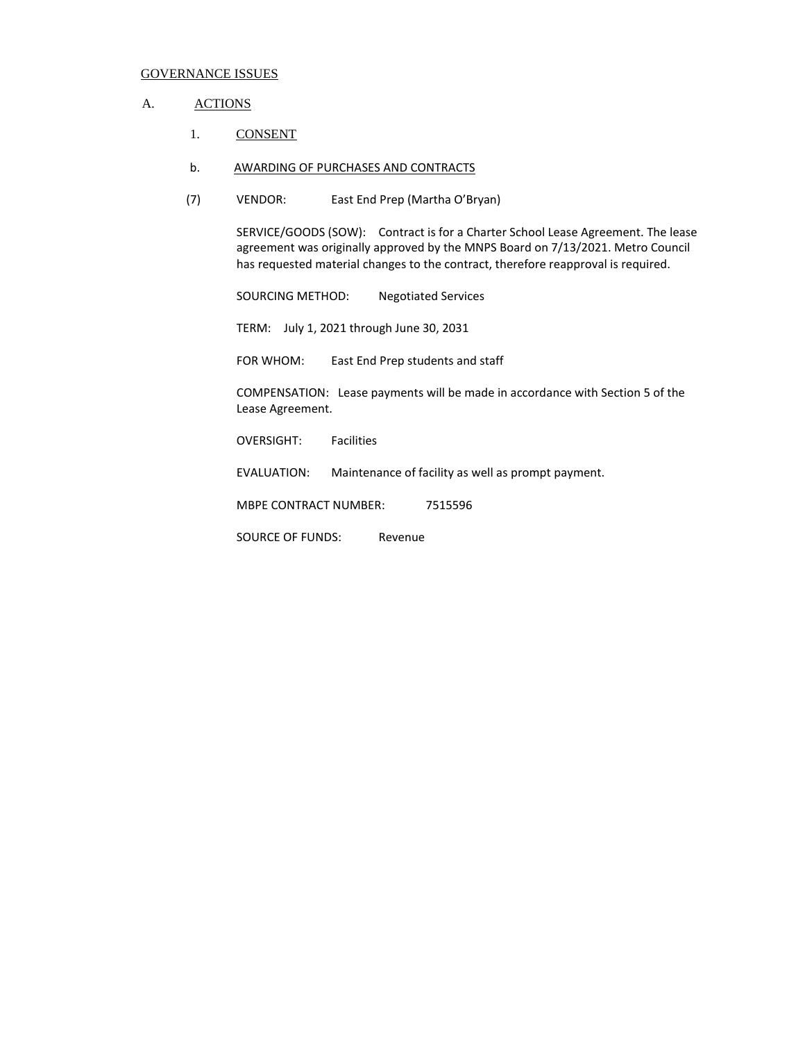GOVERNANCE ISSUES

A. ACTIONS

1. CONSENT

b. AWARDING OF PURCHASES AND CONTRACTS

(7) VENDOR: East End Prep (Martha O'Bryan)

SERVICE/GOODS (SOW): Contract is for a Charter School Lease Agreement. The lease agreement was originally approved by the MNPS Board on 7/13/2021. Metro Council has requested material changes to the contract, therefore reapproval is required.

SOURCING METHOD: Negotiated Services

TERM: July 1, 2021 through June 30, 2031

FOR WHOM: East End Prep students and staff

COMPENSATION: Lease payments will be made in accordance with Section 5 of the Lease Agreement.

OVERSIGHT: Facilities

EVALUATION: Maintenance of facility as well as prompt payment.

MBPE CONTRACT NUMBER: 7515596

SOURCE OF FUNDS: Revenue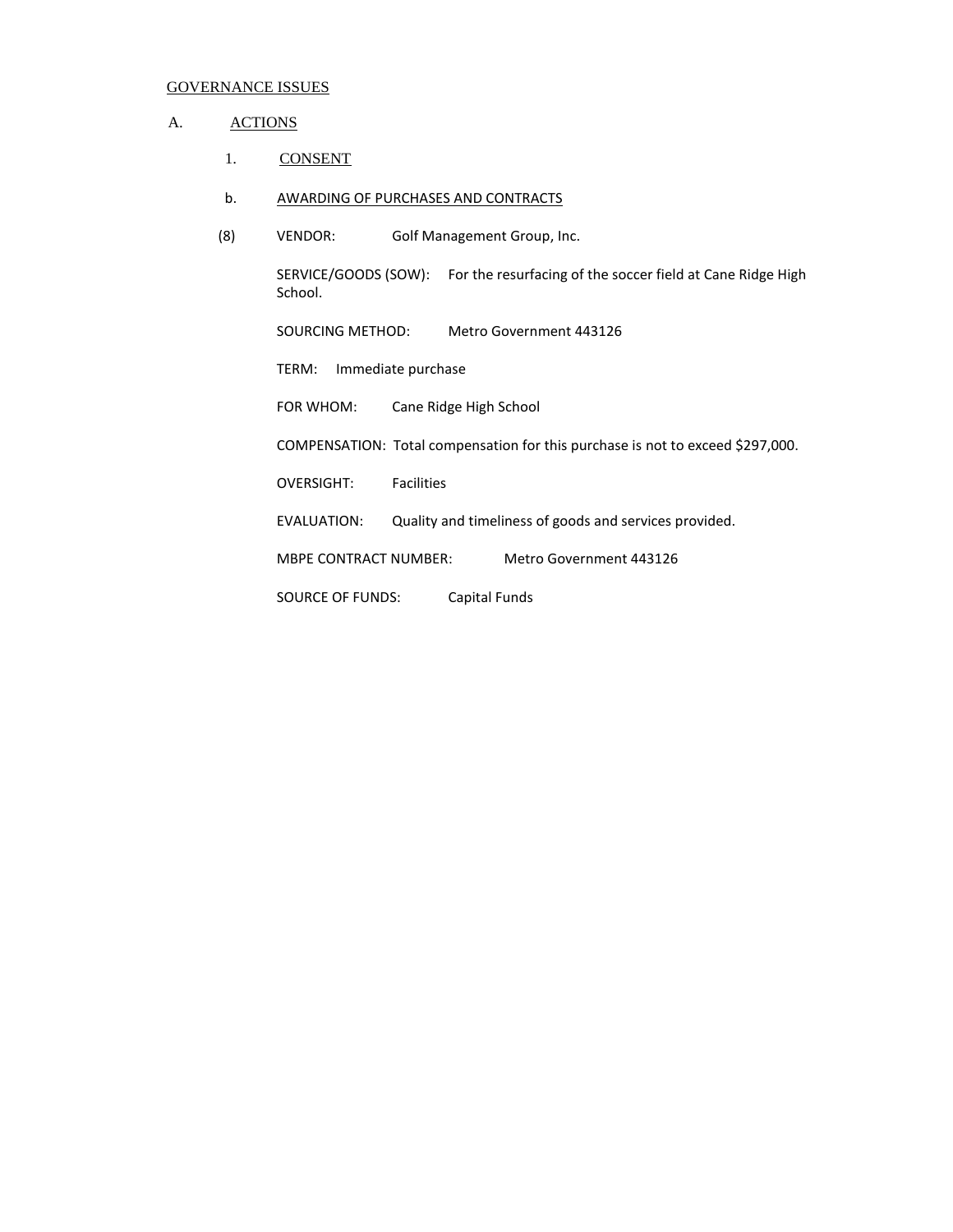GOVERNANCE ISSUES

A. ACTIONS

1. CONSENT

b. AWARDING OF PURCHASES AND CONTRACTS

(8) VENDOR: Golf Management Group, Inc.

SERVICE/GOODS (SOW): For the resurfacing of the soccer field at Cane Ridge High School.

SOURCING METHOD: Metro Government 443126

TERM: Immediate purchase

FOR WHOM: Cane Ridge High School

COMPENSATION: Total compensation for this purchase is not to exceed $297,000.

OVERSIGHT: Facilities

EVALUATION: Quality and timeliness of goods and services provided.

MBPE CONTRACT NUMBER: Metro Government 443126

SOURCE OF FUNDS: Capital Funds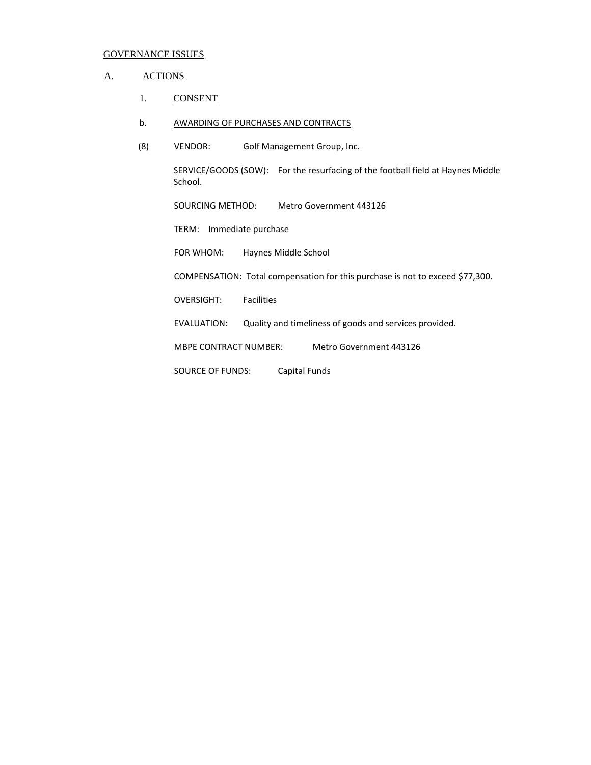GOVERNANCE ISSUES

A. ACTIONS

1. CONSENT

b. AWARDING OF PURCHASES AND CONTRACTS

(8) VENDOR: Golf Management Group, Inc.

SERVICE/GOODS (SOW): For the resurfacing of the football field at Haynes Middle School.

SOURCING METHOD: Metro Government 443126

TERM: Immediate purchase

FOR WHOM: Haynes Middle School

COMPENSATION: Total compensation for this purchase is not to exceed $77,300.

OVERSIGHT: Facilities

EVALUATION: Quality and timeliness of goods and services provided.

MBPE CONTRACT NUMBER: Metro Government 443126

SOURCE OF FUNDS: Capital Funds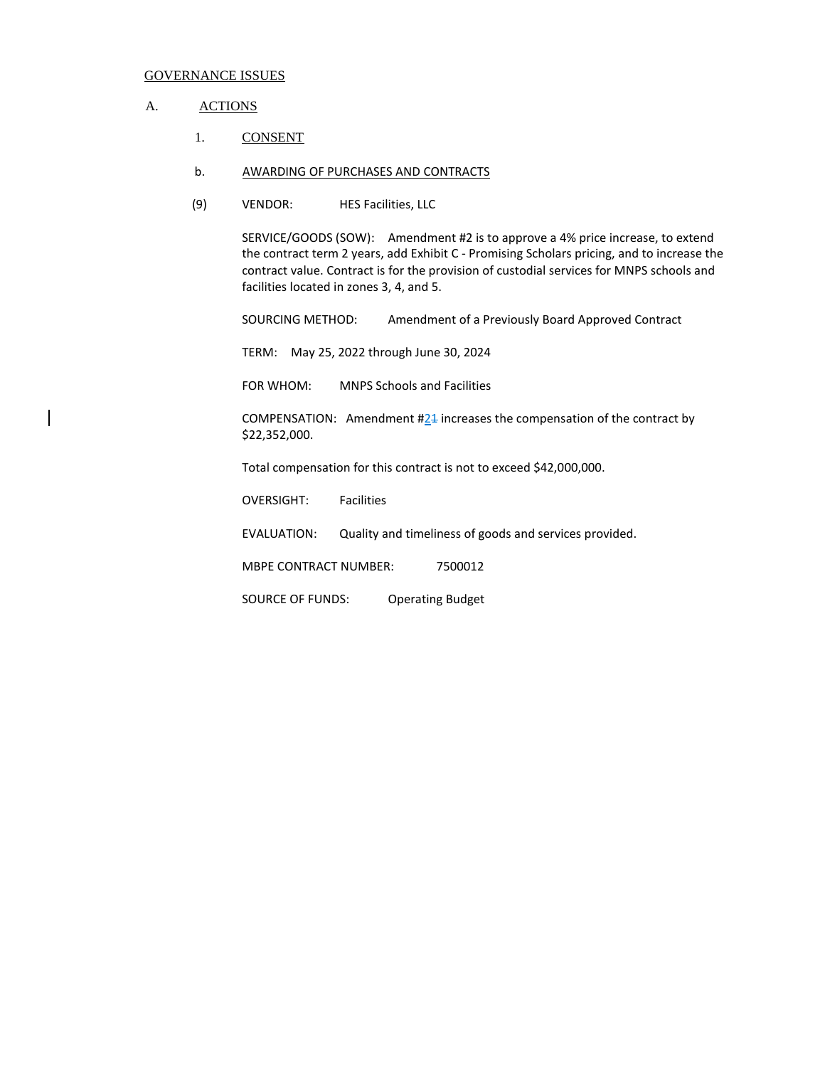GOVERNANCE ISSUES

A. ACTIONS

1. CONSENT

b. AWARDING OF PURCHASES AND CONTRACTS

(9) VENDOR: HES Facilities, LLC

SERVICE/GOODS (SOW): Amendment #2 is to approve a 4% price increase, to extend the contract term 2 years, add Exhibit C - Promising Scholars pricing, and to increase the contract value. Contract is for the provision of custodial services for MNPS schools and facilities located in zones 3, 4, and 5.

SOURCING METHOD: Amendment of a Previously Board Approved Contract

TERM: May 25, 2022 through June 30, 2024

FOR WHOM: MNPS Schools and Facilities

COMPENSATION: Amendment #2~~1~~ increases the compensation of the contract by $22,352,000.

Total compensation for this contract is not to exceed $42,000,000.

OVERSIGHT: Facilities

EVALUATION: Quality and timeliness of goods and services provided.

MBPE CONTRACT NUMBER: 7500012

SOURCE OF FUNDS: Operating Budget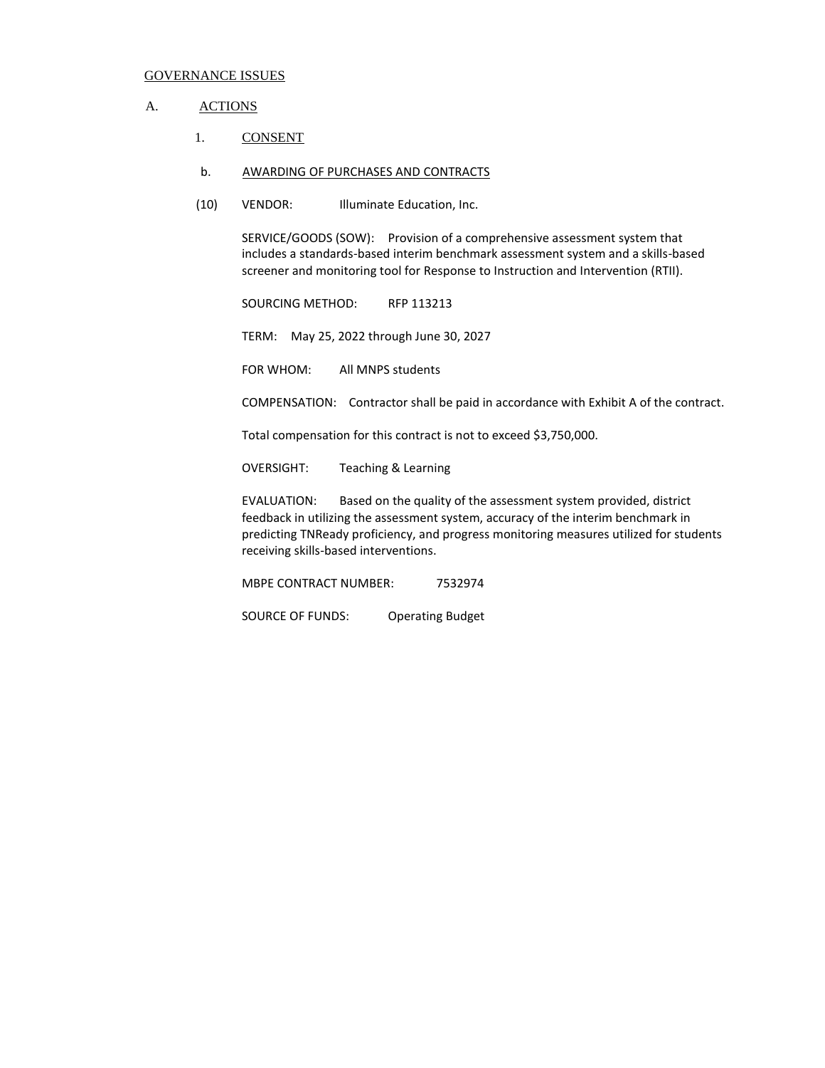GOVERNANCE ISSUES

A. ACTIONS

1. CONSENT

b. AWARDING OF PURCHASES AND CONTRACTS

(10) VENDOR: Illuminate Education, Inc.

SERVICE/GOODS (SOW): Provision of a comprehensive assessment system that includes a standards-based interim benchmark assessment system and a skills-based screener and monitoring tool for Response to Instruction and Intervention (RTII).

SOURCING METHOD: RFP 113213

TERM: May 25, 2022 through June 30, 2027

FOR WHOM: All MNPS students

COMPENSATION: Contractor shall be paid in accordance with Exhibit A of the contract.

Total compensation for this contract is not to exceed $3,750,000.

OVERSIGHT: Teaching & Learning

EVALUATION: Based on the quality of the assessment system provided, district feedback in utilizing the assessment system, accuracy of the interim benchmark in predicting TNReady proficiency, and progress monitoring measures utilized for students receiving skills-based interventions.

MBPE CONTRACT NUMBER: 7532974

SOURCE OF FUNDS: Operating Budget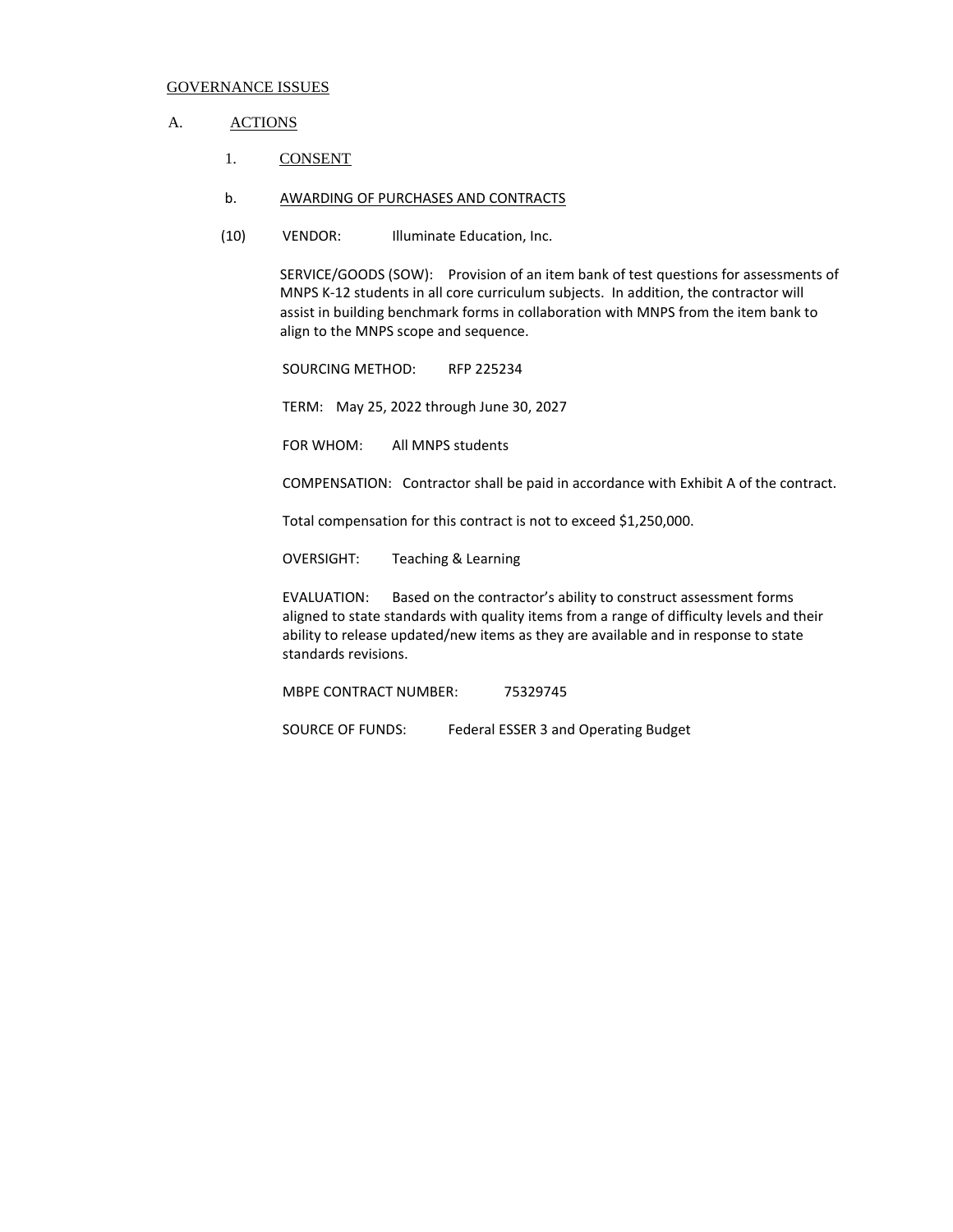GOVERNANCE ISSUES

A. ACTIONS

1. CONSENT

b. AWARDING OF PURCHASES AND CONTRACTS

(10) VENDOR: Illuminate Education, Inc.

SERVICE/GOODS (SOW): Provision of an item bank of test questions for assessments of MNPS K-12 students in all core curriculum subjects. In addition, the contractor will assist in building benchmark forms in collaboration with MNPS from the item bank to align to the MNPS scope and sequence.

SOURCING METHOD: RFP 225234

TERM: May 25, 2022 through June 30, 2027

FOR WHOM: All MNPS students

COMPENSATION: Contractor shall be paid in accordance with Exhibit A of the contract.

Total compensation for this contract is not to exceed $1,250,000.

OVERSIGHT: Teaching & Learning

EVALUATION: Based on the contractor's ability to construct assessment forms aligned to state standards with quality items from a range of difficulty levels and their ability to release updated/new items as they are available and in response to state standards revisions.

MBPE CONTRACT NUMBER: 75329745

SOURCE OF FUNDS: Federal ESSER 3 and Operating Budget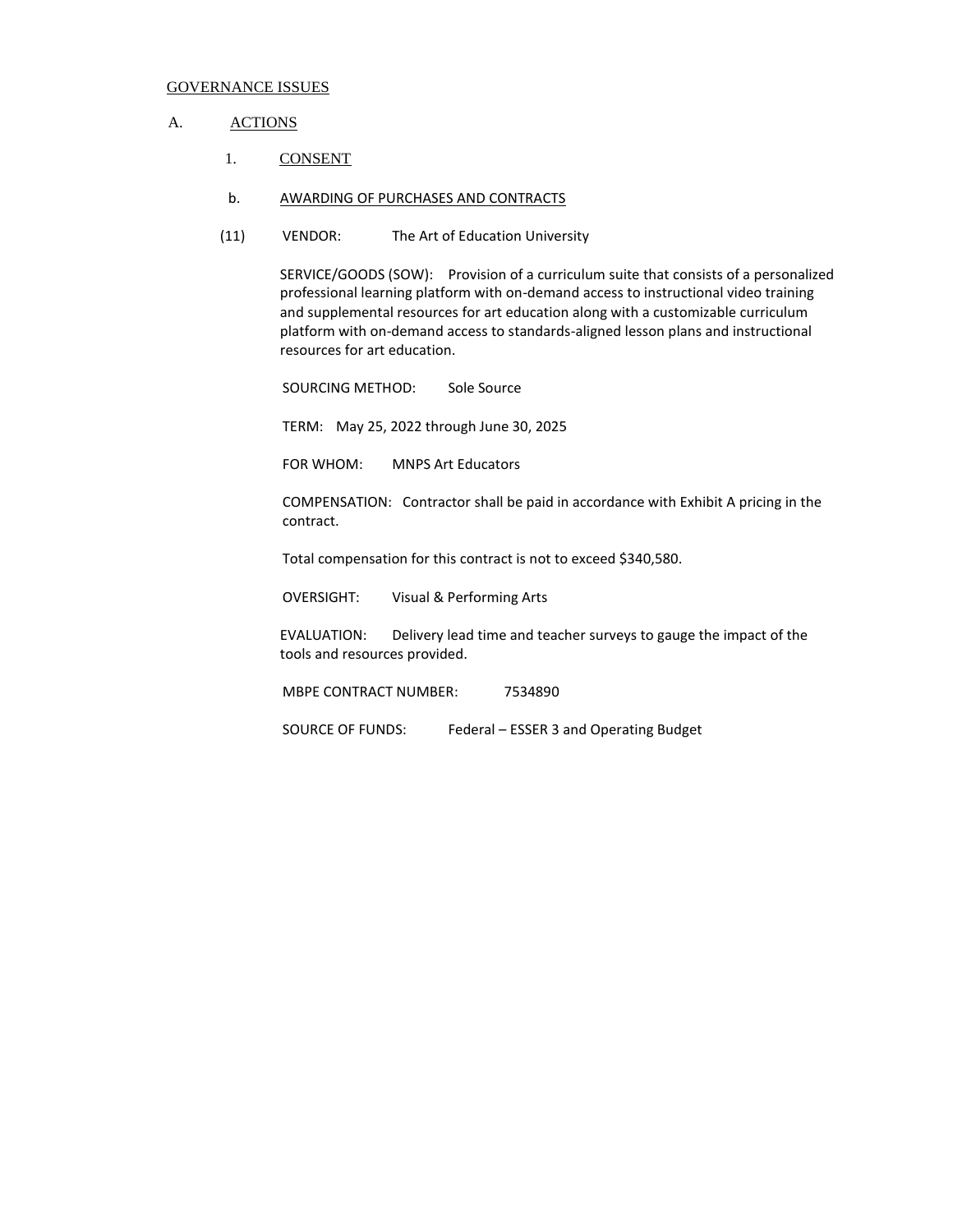GOVERNANCE ISSUES

A. ACTIONS

1. CONSENT

b. AWARDING OF PURCHASES AND CONTRACTS

(11) VENDOR: The Art of Education University

SERVICE/GOODS (SOW): Provision of a curriculum suite that consists of a personalized professional learning platform with on-demand access to instructional video training and supplemental resources for art education along with a customizable curriculum platform with on-demand access to standards-aligned lesson plans and instructional resources for art education.

SOURCING METHOD: Sole Source

TERM: May 25, 2022 through June 30, 2025

FOR WHOM: MNPS Art Educators

COMPENSATION: Contractor shall be paid in accordance with Exhibit A pricing in the contract.

Total compensation for this contract is not to exceed $340,580.

OVERSIGHT: Visual & Performing Arts

EVALUATION: Delivery lead time and teacher surveys to gauge the impact of the tools and resources provided.

MBPE CONTRACT NUMBER: 7534890

SOURCE OF FUNDS: Federal – ESSER 3 and Operating Budget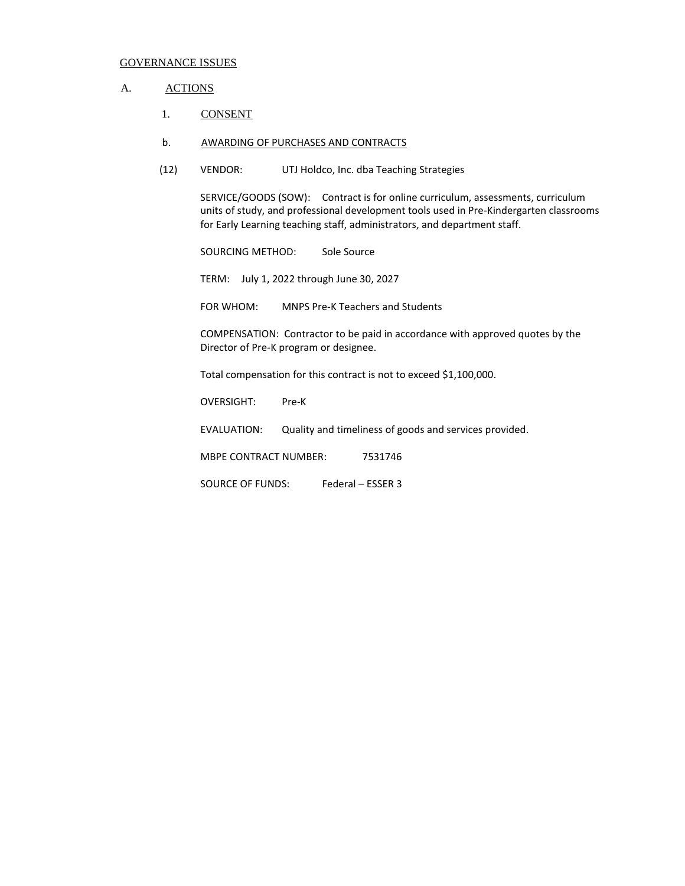GOVERNANCE ISSUES

A. ACTIONS

1. CONSENT

b. AWARDING OF PURCHASES AND CONTRACTS

(12) VENDOR: UTJ Holdco, Inc. dba Teaching Strategies

SERVICE/GOODS (SOW): Contract is for online curriculum, assessments, curriculum units of study, and professional development tools used in Pre-Kindergarten classrooms for Early Learning teaching staff, administrators, and department staff.

SOURCING METHOD: Sole Source

TERM: July 1, 2022 through June 30, 2027

FOR WHOM: MNPS Pre-K Teachers and Students

COMPENSATION: Contractor to be paid in accordance with approved quotes by the Director of Pre-K program or designee.

Total compensation for this contract is not to exceed $1,100,000.

OVERSIGHT: Pre-K

EVALUATION: Quality and timeliness of goods and services provided.

MBPE CONTRACT NUMBER: 7531746

SOURCE OF FUNDS: Federal – ESSER 3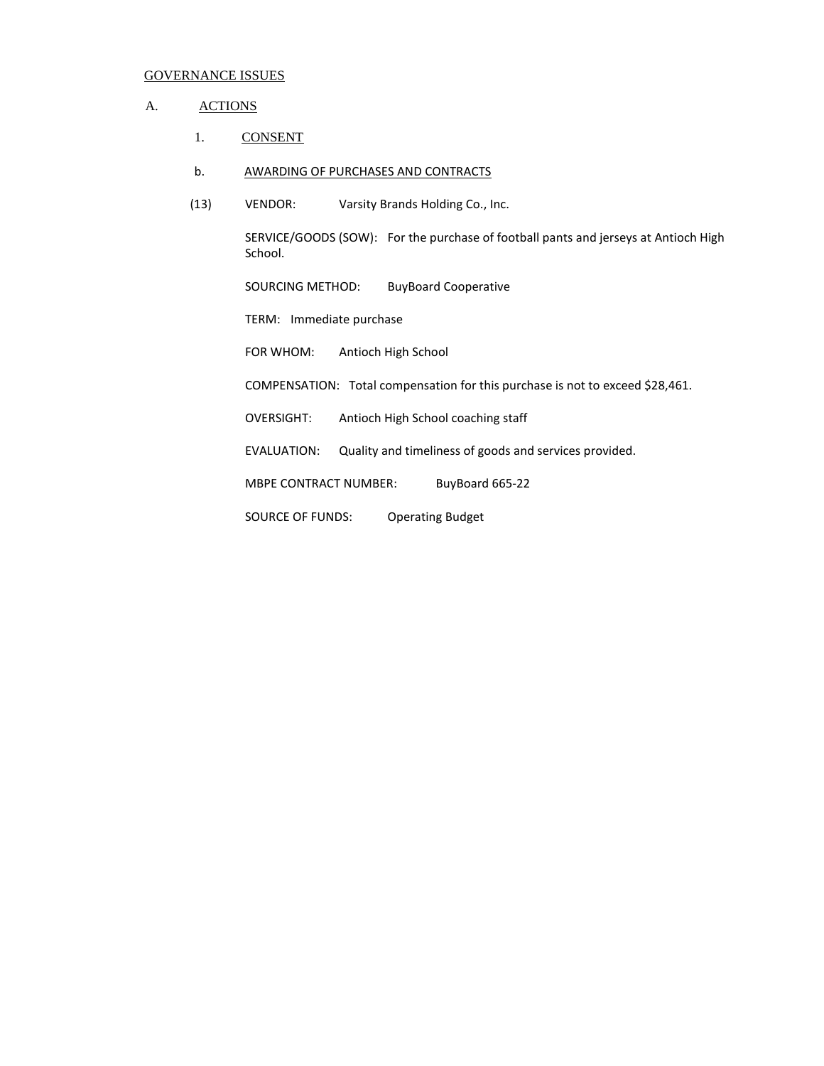GOVERNANCE ISSUES

A. ACTIONS

1. CONSENT

b. AWARDING OF PURCHASES AND CONTRACTS

(13) VENDOR: Varsity Brands Holding Co., Inc.

SERVICE/GOODS (SOW): For the purchase of football pants and jerseys at Antioch High School.

SOURCING METHOD: BuyBoard Cooperative

TERM: Immediate purchase

FOR WHOM: Antioch High School

COMPENSATION: Total compensation for this purchase is not to exceed $28,461.

OVERSIGHT: Antioch High School coaching staff

EVALUATION: Quality and timeliness of goods and services provided.

MBPE CONTRACT NUMBER: BuyBoard 665-22

SOURCE OF FUNDS: Operating Budget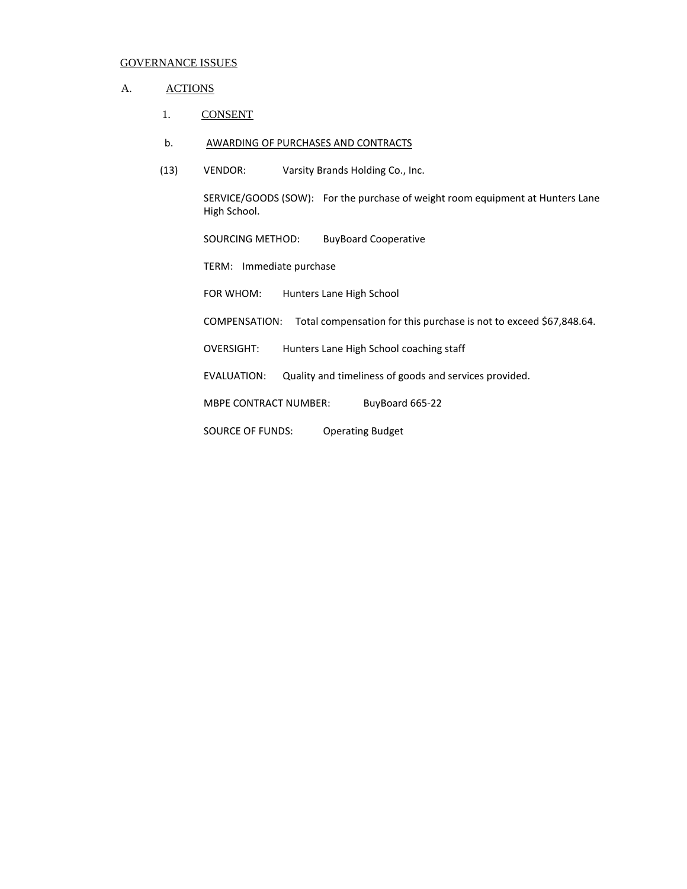GOVERNANCE ISSUES

A. ACTIONS

1. CONSENT

b. AWARDING OF PURCHASES AND CONTRACTS

(13) VENDOR: Varsity Brands Holding Co., Inc.

SERVICE/GOODS (SOW): For the purchase of weight room equipment at Hunters Lane High School.

SOURCING METHOD: BuyBoard Cooperative

TERM: Immediate purchase

FOR WHOM: Hunters Lane High School

COMPENSATION: Total compensation for this purchase is not to exceed $67,848.64.

OVERSIGHT: Hunters Lane High School coaching staff

EVALUATION: Quality and timeliness of goods and services provided.

MBPE CONTRACT NUMBER: BuyBoard 665-22

SOURCE OF FUNDS: Operating Budget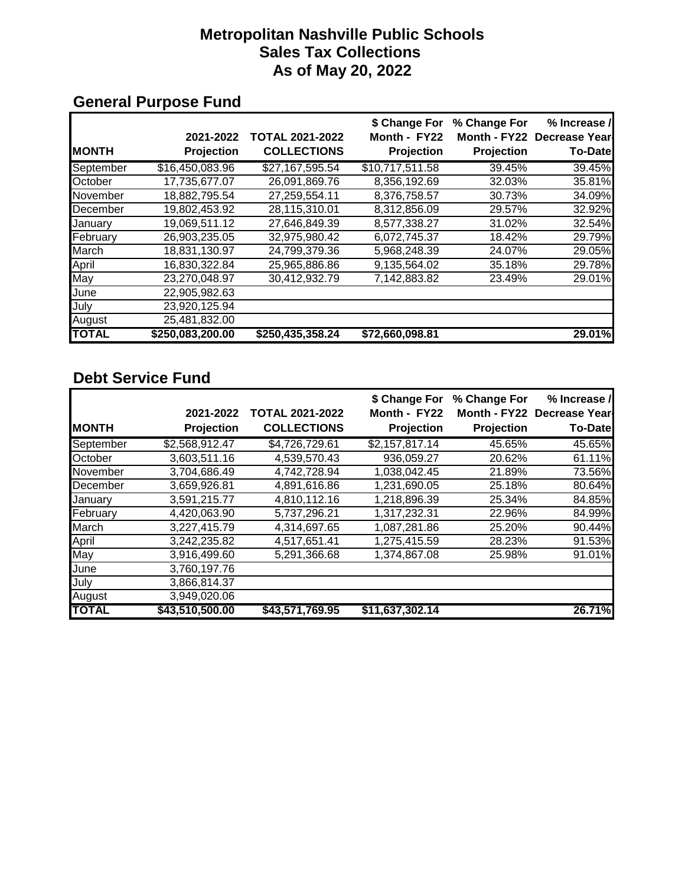# Metropolitan Nashville Public Schools
# Sales Tax Collections
# As of May 20, 2022

## General Purpose Fund

| MONTH | 2021-2022 Projection | TOTAL 2021-2022 COLLECTIONS | $ Change For Month - FY22 Projection | % Change For Month - FY22 Projection | % Increase / Decrease Year-To-Date |
|---|---|---|---|---|---|
| September | $16,450,083.96 | $27,167,595.54 | $10,717,511.58 | 39.45% | 39.45% |
| October | 17,735,677.07 | 26,091,869.76 | 8,356,192.69 | 32.03% | 35.81% |
| November | 18,882,795.54 | 27,259,554.11 | 8,376,758.57 | 30.73% | 34.09% |
| December | 19,802,453.92 | 28,115,310.01 | 8,312,856.09 | 29.57% | 32.92% |
| January | 19,069,511.12 | 27,646,849.39 | 8,577,338.27 | 31.02% | 32.54% |
| February | 26,903,235.05 | 32,975,980.42 | 6,072,745.37 | 18.42% | 29.79% |
| March | 18,831,130.97 | 24,799,379.36 | 5,968,248.39 | 24.07% | 29.05% |
| April | 16,830,322.84 | 25,965,886.86 | 9,135,564.02 | 35.18% | 29.78% |
| May | 23,270,048.97 | 30,412,932.79 | 7,142,883.82 | 23.49% | 29.01% |
| June | 22,905,982.63 | | | | |
| July | 23,920,125.94 | | | | |
| August | 25,481,832.00 | | | | |
| **TOTAL** | **$250,083,200.00** | **$250,435,358.24** | **$72,660,098.81** | | **29.01%** |

## Debt Service Fund

| MONTH | 2021-2022 Projection | TOTAL 2021-2022 COLLECTIONS | $ Change For Month - FY22 Projection | % Change For Month - FY22 Projection | % Increase / Decrease Year-To-Date |
|---|---|---|---|---|---|
| September | $2,568,912.47 | $4,726,729.61 | $2,157,817.14 | 45.65% | 45.65% |
| October | 3,603,511.16 | 4,539,570.43 | 936,059.27 | 20.62% | 61.11% |
| November | 3,704,686.49 | 4,742,728.94 | 1,038,042.45 | 21.89% | 73.56% |
| December | 3,659,926.81 | 4,891,616.86 | 1,231,690.05 | 25.18% | 80.64% |
| January | 3,591,215.77 | 4,810,112.16 | 1,218,896.39 | 25.34% | 84.85% |
| February | 4,420,063.90 | 5,737,296.21 | 1,317,232.31 | 22.96% | 84.99% |
| March | 3,227,415.79 | 4,314,697.65 | 1,087,281.86 | 25.20% | 90.44% |
| April | 3,242,235.82 | 4,517,651.41 | 1,275,415.59 | 28.23% | 91.53% |
| May | 3,916,499.60 | 5,291,366.68 | 1,374,867.08 | 25.98% | 91.01% |
| June | 3,760,197.76 | | | | |
| July | 3,866,814.37 | | | | |
| August | 3,949,020.06 | | | | |
| **TOTAL** | **$43,510,500.00** | **$43,571,769.95** | **$11,637,302.14** | | **26.71%** |